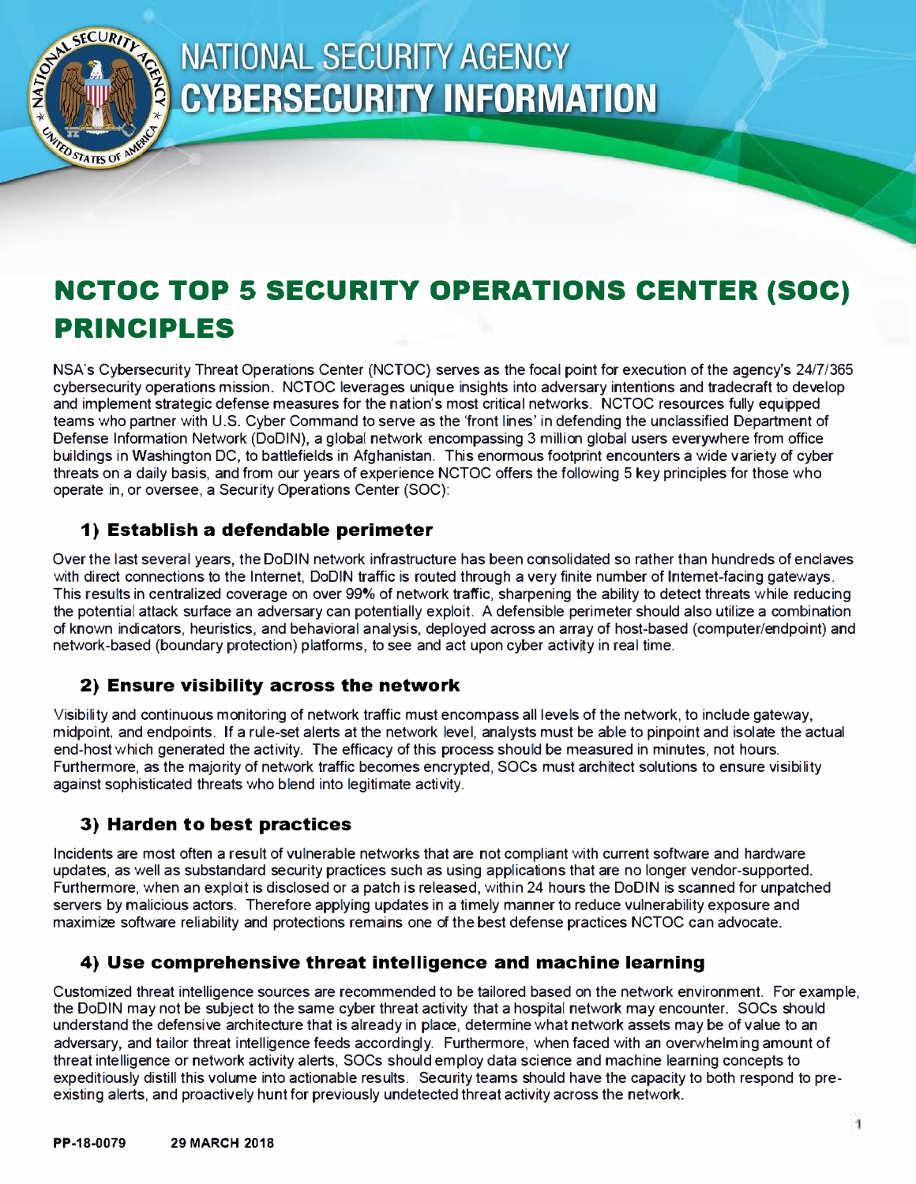# NATIONAL SECURITY AGENCY CYBERSECURITY INFORMATION

## NCTOC TOP 5 SECURITY OPERATIONS CENTER (SOC) PRINCIPLES

NSA's Cybersecurity Threat Operations Center (NCTOC) serves as the focal point for execution of the agency's 24/7/365 cybersecurity operations mission. NCTOC leverages unique insights into adversary intentions and tradecraft to develop and implement strategic defense measures for the nation's most critical networks. NCTOC resources fully equipped teams who partner with U.S. Cyber Command to serve as the 'front lines' in defending the unclassified Department of Defense Information Network (DoDIN), a global network encompassing 3 million global users everywhere from office buildings in Washington DC, to battlefields in Afghanistan. This enormous footprint encounters a wide variety of cyber threats on a daily basis, and from our years of experience NCTOC offers the following 5 key principles for those who operate in, or oversee, a Security Operations Center (SOC):

### 1) Establish a defendable perimeter

Over the last several years, the DoDIN network infrastructure has been consolidated so rather than hundreds of enclaves with direct connections to the Internet, DoDIN traffic is routed through a very finite number of Internet-facing gateways. This results in centralized coverage on over 99% of network traffic, sharpening the ability to detect threats while reducing the potential attack surface an adversary can potentially exploit. A defensible perimeter should also utilize a combination of known indicators, heuristics, and behavioral analysis, deployed across an array of host-based (computer/endpoint) and network-based (boundary protection) platforms, to see and act upon cyber activity in real time.

### 2) Ensure visibility across the network

Visibility and continuous monitoring of network traffic must encompass all levels of the network, to include gateway, midpoint, and endpoints. If a rule-set alerts at the network level, analysts must be able to pinpoint and isolate the actual end-host which generated the activity. The efficacy of this process should be measured in minutes, not hours. Furthermore, as the majority of network traffic becomes encrypted, SOCs must architect solutions to ensure visibility against sophisticated threats who blend into legitimate activity.

### 3) Harden to best practices

Incidents are most often a result of vulnerable networks that are not compliant with current software and hardware updates, as well as substandard security practices such as using applications that are no longer vendor-supported. Furthermore, when an exploit is disclosed or a patch is released, within 24 hours the DoDIN is scanned for unpatched servers by malicious actors. Therefore applying updates in a timely manner to reduce vulnerability exposure and maximize software reliability and protections remains one of the best defense practices NCTOC can advocate.

### 4) Use comprehensive threat intelligence and machine learning

Customized threat intelligence sources are recommended to be tailored based on the network environment. For example, the DoDIN may not be subject to the same cyber threat activity that a hospital network may encounter. SOCs should understand the defensive architecture that is already in place, determine what network assets may be of value to an adversary, and tailor threat intelligence feeds accordingly. Furthermore, when faced with an overwhelming amount of threat intelligence or network activity alerts, SOCs should employ data science and machine learning concepts to expeditiously distill this volume into actionable results. Security teams should have the capacity to both respond to pre-existing alerts, and proactively hunt for previously undetected threat activity across the network.

PP-18-0079 29 MARCH 2018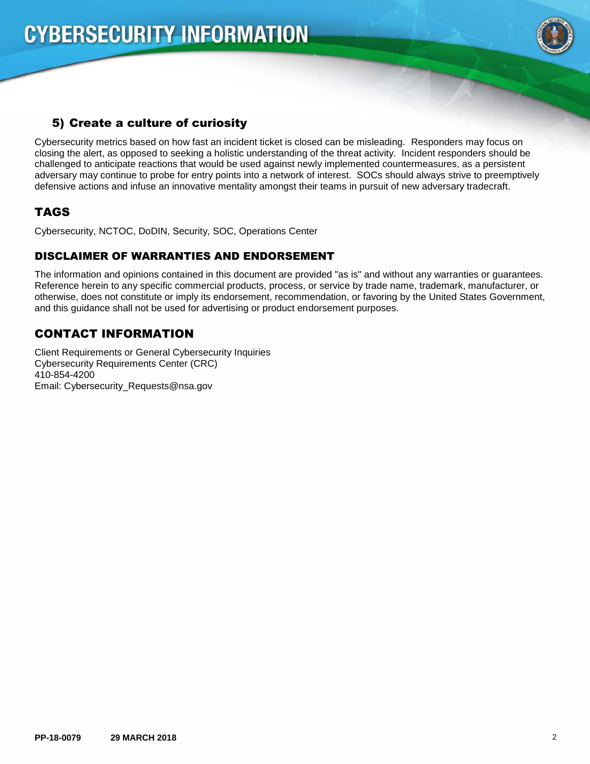### 5) Create a culture of curiosity

Cybersecurity metrics based on how fast an incident ticket is closed can be misleading. Responders may focus on closing the alert, as opposed to seeking a holistic understanding of the threat activity. Incident responders should be challenged to anticipate reactions that would be used against newly implemented countermeasures, as a persistent adversary may continue to probe for entry points into a network of interest. SOCs should always strive to preemptively defensive actions and infuse an innovative mentality amongst their teams in pursuit of new adversary tradecraft.

## TAGS

Cybersecurity, NCTOC, DoDIN, Security, SOC, Operations Center

### DISCLAIMER OF WARRANTIES AND ENDORSEMENT

The information and opinions contained in this document are provided "as is" and without any warranties or guarantees. Reference herein to any specific commercial products, process, or service by trade name, trademark, manufacturer, or otherwise, does not constitute or imply its endorsement, recommendation, or favoring by the United States Government, and this guidance shall not be used for advertising or product endorsement purposes.

## CONTACT INFORMATION

Client Requirements or General Cybersecurity Inquiries
Cybersecurity Requirements Center (CRC)
410-854-4200
Email: Cybersecurity_Requests@nsa.gov

**PP-18-0079 29 MARCH 2018**